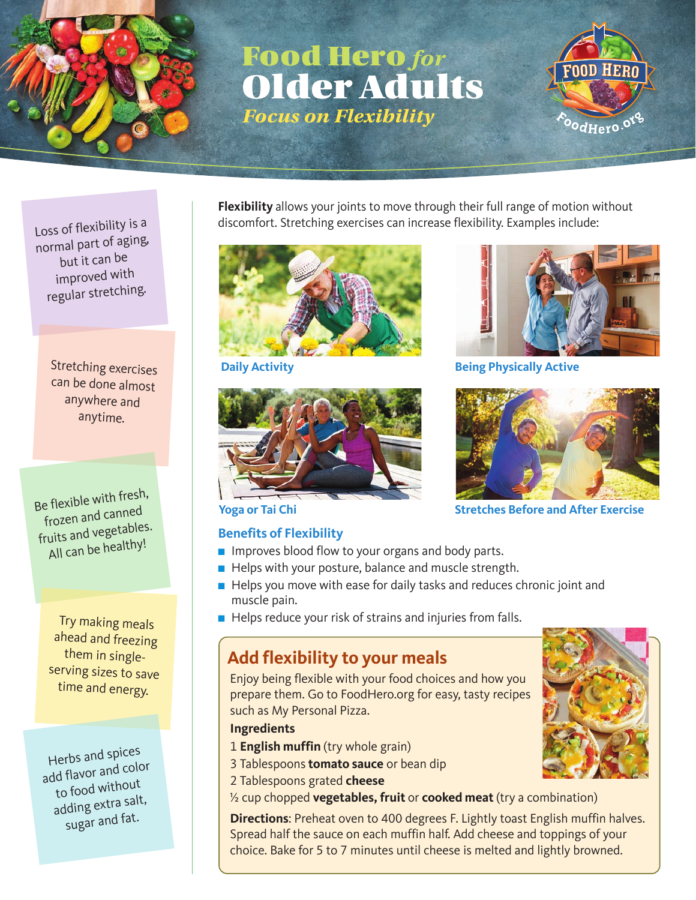# Food Hero *for* Older Adults

## *Focus on Flexibility*

Loss of flexibility is a normal part of aging, but it can be improved with regular stretching.

Stretching exercises can be done almost anywhere and anytime.

Be flexible with fresh, frozen and canned fruits and vegetables. All can be healthy!

Try making meals ahead and freezing them in single-serving sizes to save time and energy.

Herbs and spices add flavor and color to food without adding extra salt, sugar and fat.

**Flexibility** allows your joints to move through their full range of motion without discomfort. Stretching exercises can increase flexibility. Examples include:

Daily Activity

Being Physically Active

Yoga or Tai Chi

Stretches Before and After Exercise

### Benefits of Flexibility

- Improves blood flow to your organs and body parts.
- Helps with your posture, balance and muscle strength.
- Helps you move with ease for daily tasks and reduces chronic joint and muscle pain.
- Helps reduce your risk of strains and injuries from falls.

## Add flexibility to your meals

Enjoy being flexible with your food choices and how you prepare them. Go to FoodHero.org for easy, tasty recipes such as My Personal Pizza.

**Ingredients**

1 **English muffin** (try whole grain)
3 Tablespoons **tomato sauce** or bean dip
2 Tablespoons grated **cheese**
½ cup chopped **vegetables, fruit** or **cooked meat** (try a combination)

**Directions**: Preheat oven to 400 degrees F. Lightly toast English muffin halves. Spread half the sauce on each muffin half. Add cheese and toppings of your choice. Bake for 5 to 7 minutes until cheese is melted and lightly browned.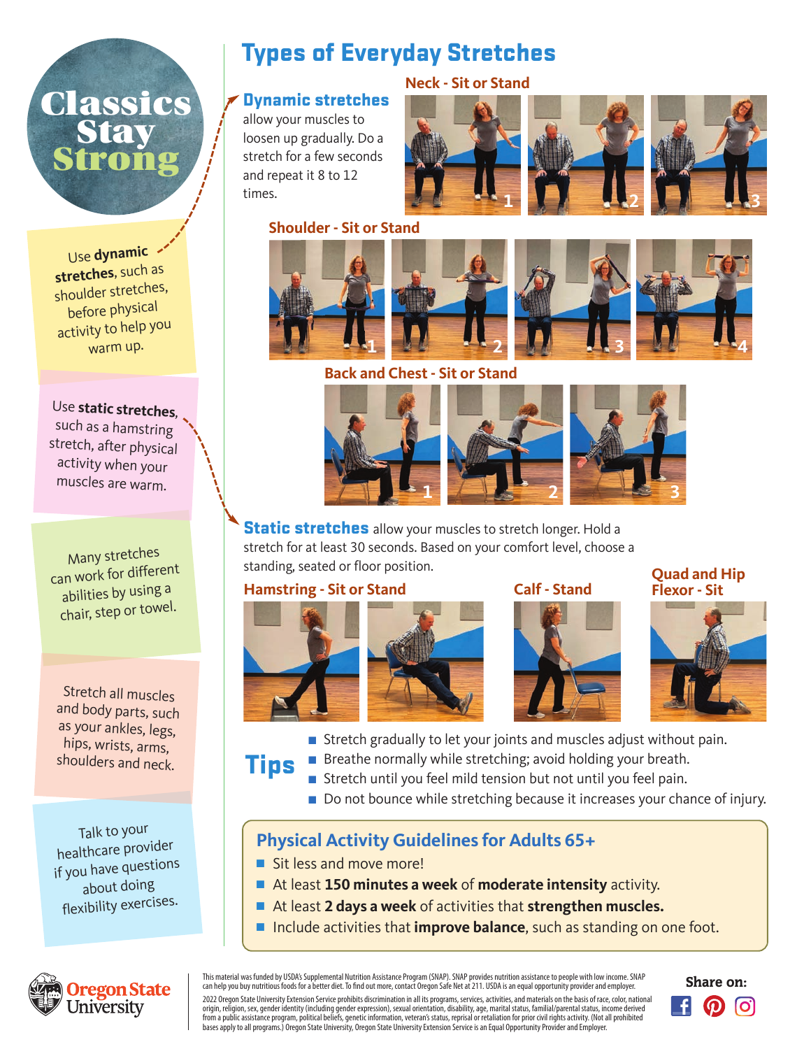# Classics Stay Strong

Use **dynamic stretches**, such as shoulder stretches, before physical activity to help you warm up.

Use **static stretches**, such as a hamstring stretch, after physical activity when your muscles are warm.

Many stretches can work for different abilities by using a chair, step or towel.

Stretch all muscles and body parts, such as your ankles, legs, hips, wrists, arms, shoulders and neck.

Talk to your healthcare provider if you have questions about doing flexibility exercises.

## Types of Everyday Stretches

### Dynamic stretches

allow your muscles to loosen up gradually. Do a stretch for a few seconds and repeat it 8 to 12 times.

**Neck - Sit or Stand**

1 2 3

**Shoulder - Sit or Stand**

1 2 3 4

**Back and Chest - Sit or Stand**

1 2 3

### Static stretches

allow your muscles to stretch longer. Hold a stretch for at least 30 seconds. Based on your comfort level, choose a standing, seated or floor position.

**Hamstring - Sit or Stand**

**Calf - Stand**

**Quad and Hip Flexor - Sit**

### Tips

- Stretch gradually to let your joints and muscles adjust without pain.
- Breathe normally while stretching; avoid holding your breath.
- Stretch until you feel mild tension but not until you feel pain.
- Do not bounce while stretching because it increases your chance of injury.

### Physical Activity Guidelines for Adults 65+

- Sit less and move more!
- At least **150 minutes a week** of **moderate intensity** activity.
- At least **2 days a week** of activities that **strengthen muscles.**
- Include activities that **improve balance**, such as standing on one foot.

Oregon State University

This material was funded by USDA's Supplemental Nutrition Assistance Program (SNAP). SNAP provides nutrition assistance to people with low income. SNAP can help you buy nutritious foods for a better diet. To find out more, contact Oregon Safe Net at 211. USDA is an equal opportunity provider and employer.

2022 Oregon State University Extension Service prohibits discrimination in all its programs, services, activities, and materials on the basis of race, color, national origin, religion, sex, gender identity (including gender expression), sexual orientation, disability, age, marital status, familial/parental status, income derived from a public assistance program, political beliefs, genetic information, veteran's status, reprisal or retaliation for prior civil rights activity. (Not all prohibited bases apply to all programs.) Oregon State University, Oregon State University Extension Service is an Equal Opportunity Provider and Employer.

**Share on:**